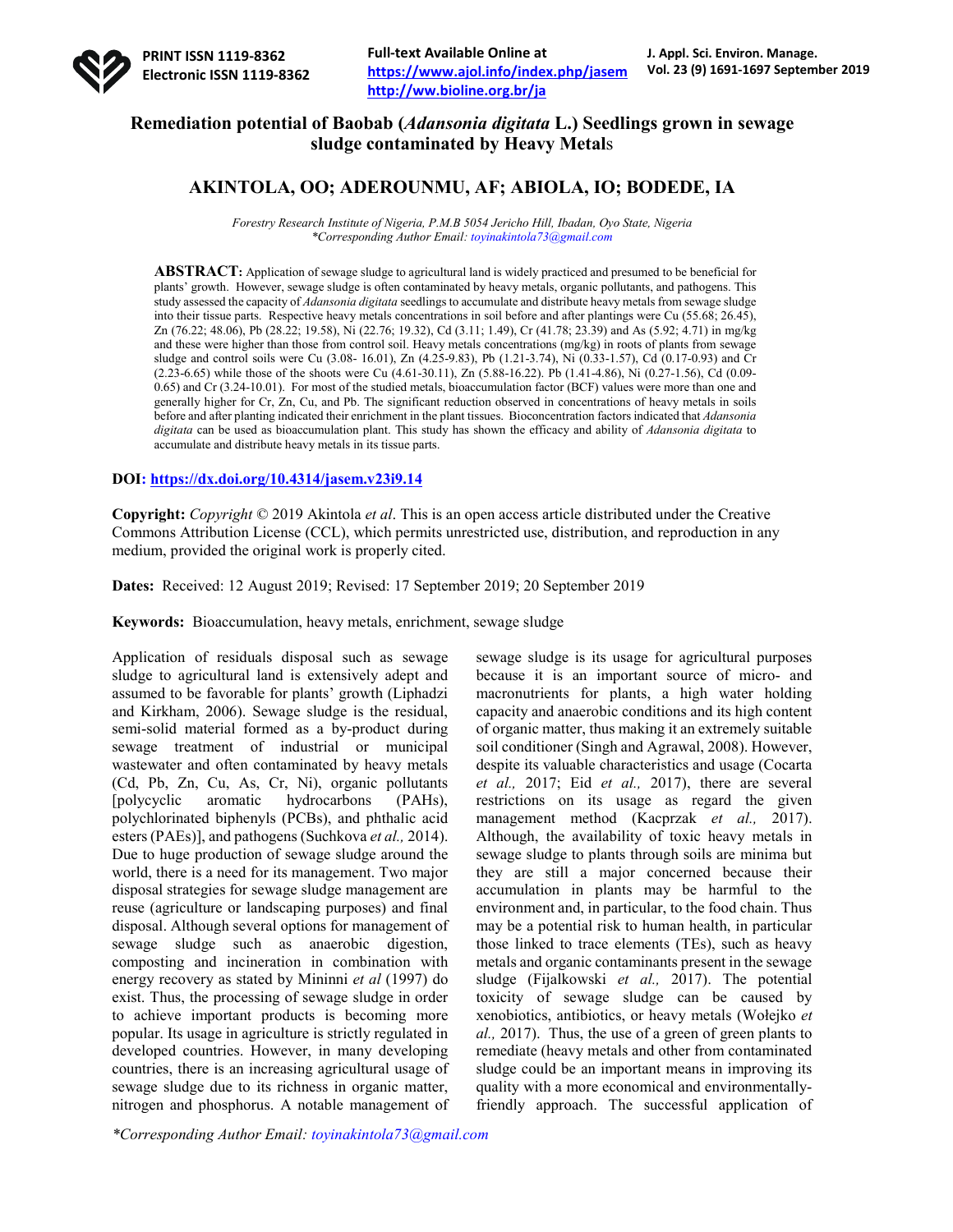# Remediation potential of Baobab (*Adansonia digitata* L.) Seedlings grown in sewage sludge contaminated by Heavy Metals

## AKINTOLA, OO; ADEROUNMU, AF; ABIOLA, IO; BODEDE, IA

*Forestry Research Institute of Nigeria, P.M.B 5054 Jericho Hill, Ibadan, Oyo State, Nigeria*
*\*Corresponding Author Email: toyinakintola73@gmail.com*

**ABSTRACT:** Application of sewage sludge to agricultural land is widely practiced and presumed to be beneficial for plants' growth. However, sewage sludge is often contaminated by heavy metals, organic pollutants, and pathogens. This study assessed the capacity of *Adansonia digitata* seedlings to accumulate and distribute heavy metals from sewage sludge into their tissue parts. Respective heavy metals concentrations in soil before and after plantings were Cu (55.68; 26.45), Zn (76.22; 48.06), Pb (28.22; 19.58), Ni (22.76; 19.32), Cd (3.11; 1.49), Cr (41.78; 23.39) and As (5.92; 4.71) in mg/kg and these were higher than those from control soil. Heavy metals concentrations (mg/kg) in roots of plants from sewage sludge and control soils were Cu (3.08- 16.01), Zn (4.25-9.83), Pb (1.21-3.74), Ni (0.33-1.57), Cd (0.17-0.93) and Cr (2.23-6.65) while those of the shoots were Cu (4.61-30.11), Zn (5.88-16.22). Pb (1.41-4.86), Ni (0.27-1.56), Cd (0.09-0.65) and Cr (3.24-10.01). For most of the studied metals, bioaccumulation factor (BCF) values were more than one and generally higher for Cr, Zn, Cu, and Pb. The significant reduction observed in concentrations of heavy metals in soils before and after planting indicated their enrichment in the plant tissues. Bioconcentration factors indicated that *Adansonia digitata* can be used as bioaccumulation plant. This study has shown the efficacy and ability of *Adansonia digitata* to accumulate and distribute heavy metals in its tissue parts.

**DOI:** https://dx.doi.org/10.4314/jasem.v23i9.14

**Copyright:** *Copyright* © 2019 Akintola *et al*. This is an open access article distributed under the Creative Commons Attribution License (CCL), which permits unrestricted use, distribution, and reproduction in any medium, provided the original work is properly cited.

**Dates:** Received: 12 August 2019; Revised: 17 September 2019; 20 September 2019

**Keywords:** Bioaccumulation, heavy metals, enrichment, sewage sludge

Application of residuals disposal such as sewage sludge to agricultural land is extensively adept and assumed to be favorable for plants' growth (Liphadzi and Kirkham, 2006). Sewage sludge is the residual, semi-solid material formed as a by-product during sewage treatment of industrial or municipal wastewater and often contaminated by heavy metals (Cd, Pb, Zn, Cu, As, Cr, Ni), organic pollutants [polycyclic aromatic hydrocarbons (PAHs), polychlorinated biphenyls (PCBs), and phthalic acid esters (PAEs)], and pathogens (Suchkova *et al.,* 2014). Due to huge production of sewage sludge around the world, there is a need for its management. Two major disposal strategies for sewage sludge management are reuse (agriculture or landscaping purposes) and final disposal. Although several options for management of sewage sludge such as anaerobic digestion, composting and incineration in combination with energy recovery as stated by Mininni *et al* (1997) do exist. Thus, the processing of sewage sludge in order to achieve important products is becoming more popular. Its usage in agriculture is strictly regulated in developed countries. However, in many developing countries, there is an increasing agricultural usage of sewage sludge due to its richness in organic matter, nitrogen and phosphorus. A notable management of sewage sludge is its usage for agricultural purposes because it is an important source of micro- and macronutrients for plants, a high water holding capacity and anaerobic conditions and its high content of organic matter, thus making it an extremely suitable soil conditioner (Singh and Agrawal, 2008). However, despite its valuable characteristics and usage (Cocarta *et al.,* 2017; Eid *et al.,* 2017), there are several restrictions on its usage as regard the given management method (Kacprzak *et al.,* 2017). Although, the availability of toxic heavy metals in sewage sludge to plants through soils are minima but they are still a major concerned because their accumulation in plants may be harmful to the environment and, in particular, to the food chain. Thus may be a potential risk to human health, in particular those linked to trace elements (TEs), such as heavy metals and organic contaminants present in the sewage sludge (Fijalkowski *et al.,* 2017). The potential toxicity of sewage sludge can be caused by xenobiotics, antibiotics, or heavy metals (Wołejko *et al.,* 2017). Thus, the use of a green of green plants to remediate (heavy metals and other from contaminated sludge could be an important means in improving its quality with a more economical and environmentally-friendly approach. The successful application of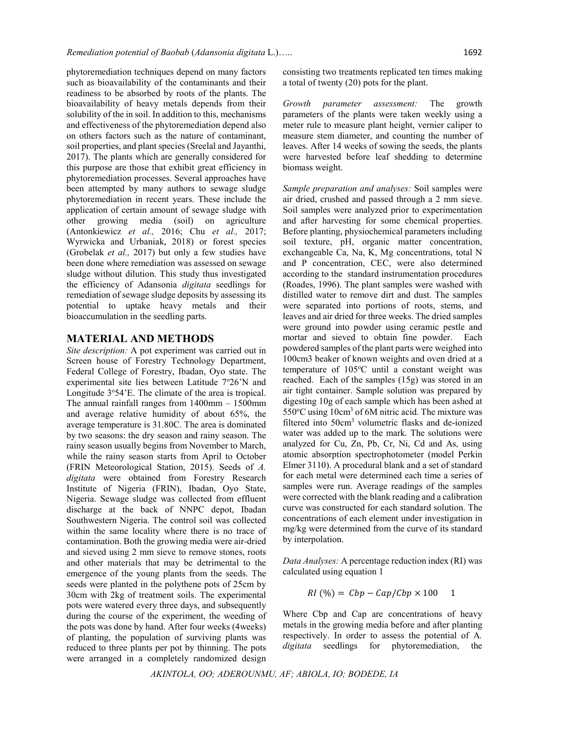phytoremediation techniques depend on many factors such as bioavailability of the contaminants and their readiness to be absorbed by roots of the plants. The bioavailability of heavy metals depends from their solubility of the in soil. In addition to this, mechanisms and effectiveness of the phytoremediation depend also on others factors such as the nature of contaminant, soil properties, and plant species (Sreelal and Jayanthi, 2017). The plants which are generally considered for this purpose are those that exhibit great efficiency in phytoremediation processes. Several approaches have been attempted by many authors to sewage sludge phytoremediation in recent years. These include the application of certain amount of sewage sludge with other growing media (soil) on agriculture (Antonkiewicz *et al.,* 2016; Chu *et al.,* 2017; Wyrwicka and Urbaniak, 2018) or forest species (Grobelak *et al.,* 2017) but only a few studies have been done where remediation was assessed on sewage sludge without dilution. This study thus investigated the efficiency of Adansonia *digitata* seedlings for remediation of sewage sludge deposits by assessing its potential to uptake heavy metals and their bioaccumulation in the seedling parts.

## MATERIAL AND METHODS

*Site description:* A pot experiment was carried out in Screen house of Forestry Technology Department, Federal College of Forestry, Ibadan, Oyo state. The experimental site lies between Latitude 7º26'N and Longitude 3º54'E. The climate of the area is tropical. The annual rainfall ranges from 1400mm – 1500mm and average relative humidity of about 65%, the average temperature is 31.80C. The area is dominated by two seasons: the dry season and rainy season. The rainy season usually begins from November to March, while the rainy season starts from April to October (FRIN Meteorological Station, 2015). Seeds of *A. digitata* were obtained from Forestry Research Institute of Nigeria (FRIN), Ibadan, Oyo State, Nigeria. Sewage sludge was collected from effluent discharge at the back of NNPC depot, Ibadan Southwestern Nigeria. The control soil was collected within the same locality where there is no trace of contamination. Both the growing media were air-dried and sieved using 2 mm sieve to remove stones, roots and other materials that may be detrimental to the emergence of the young plants from the seeds. The seeds were planted in the polythene pots of 25cm by 30cm with 2kg of treatment soils. The experimental pots were watered every three days, and subsequently during the course of the experiment, the weeding of the pots was done by hand. After four weeks (4weeks) of planting, the population of surviving plants was reduced to three plants per pot by thinning. The pots were arranged in a completely randomized design consisting two treatments replicated ten times making a total of twenty (20) pots for the plant.

*Growth parameter assessment:* The growth parameters of the plants were taken weekly using a meter rule to measure plant height, vernier caliper to measure stem diameter, and counting the number of leaves. After 14 weeks of sowing the seeds, the plants were harvested before leaf shedding to determine biomass weight.

*Sample preparation and analyses:* Soil samples were air dried, crushed and passed through a 2 mm sieve. Soil samples were analyzed prior to experimentation and after harvesting for some chemical properties. Before planting, physiochemical parameters including soil texture, pH, organic matter concentration, exchangeable Ca, Na, K, Mg concentrations, total N and P concentration, CEC, were also determined according to the standard instrumentation procedures (Roades, 1996). The plant samples were washed with distilled water to remove dirt and dust. The samples were separated into portions of roots, stems, and leaves and air dried for three weeks. The dried samples were ground into powder using ceramic pestle and mortar and sieved to obtain fine powder. Each powdered samples of the plant parts were weighed into 100cm3 beaker of known weights and oven dried at a temperature of 105ºC until a constant weight was reached. Each of the samples (15g) was stored in an air tight container. Sample solution was prepared by digesting 10g of each sample which has been ashed at 550ºC using 10cm$^3$ of 6M nitric acid. The mixture was filtered into 50cm$^3$ volumetric flasks and de-ionized water was added up to the mark. The solutions were analyzed for Cu, Zn, Pb, Cr, Ni, Cd and As, using atomic absorption spectrophotometer (model Perkin Elmer 3110). A procedural blank and a set of standard for each metal were determined each time a series of samples were run. Average readings of the samples were corrected with the blank reading and a calibration curve was constructed for each standard solution. The concentrations of each element under investigation in mg/kg were determined from the curve of its standard by interpolation.

*Data Analyses:* A percentage reduction index (RI) was calculated using equation 1

$$RI\ (\%) = Cbp - Cap/Cbp \times 100 \qquad 1$$

Where Cbp and Cap are concentrations of heavy metals in the growing media before and after planting respectively. In order to assess the potential of A. *digitata* seedlings for phytoremediation, the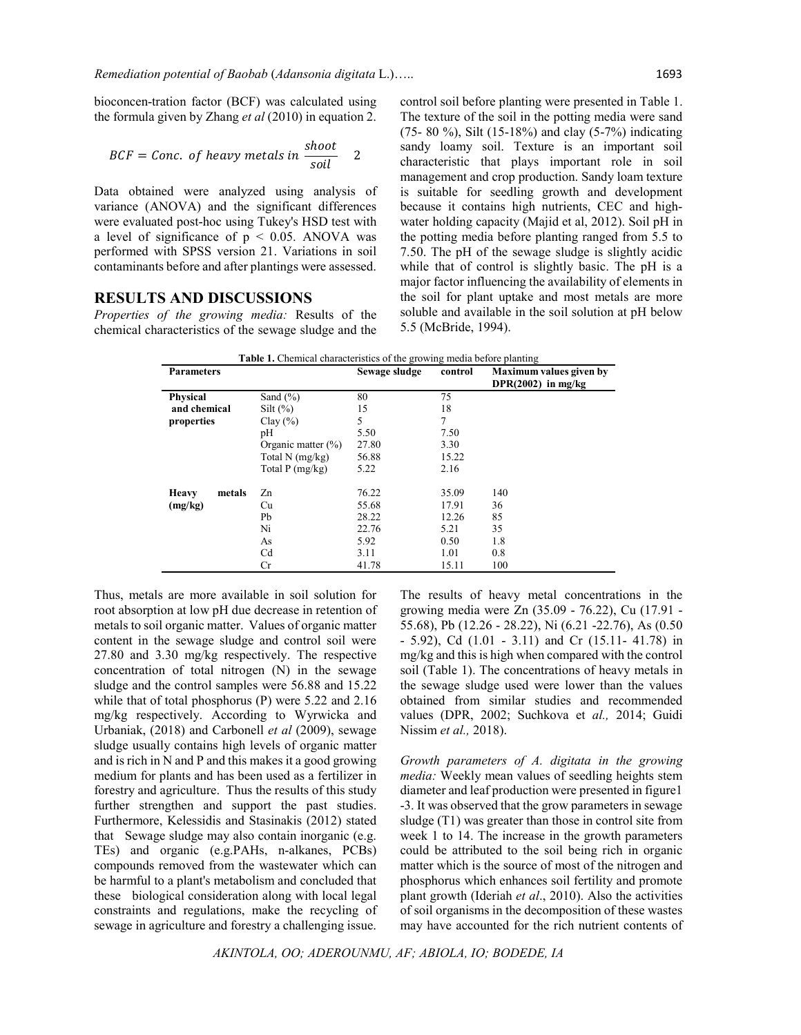bioconcen-tration factor (BCF) was calculated using the formula given by Zhang *et al* (2010) in equation 2.

$$BCF = Conc.\ of\ heavy\ metals\ in\ \frac{shoot}{soil} \quad 2$$

Data obtained were analyzed using analysis of variance (ANOVA) and the significant differences were evaluated post-hoc using Tukey's HSD test with a level of significance of $p < 0.05$. ANOVA was performed with SPSS version 21. Variations in soil contaminants before and after plantings were assessed.

## RESULTS AND DISCUSSIONS

*Properties of the growing media:* Results of the chemical characteristics of the sewage sludge and the control soil before planting were presented in Table 1. The texture of the soil in the potting media were sand (75- 80 %), Silt (15-18%) and clay (5-7%) indicating sandy loamy soil. Texture is an important soil characteristic that plays important role in soil management and crop production. Sandy loam texture is suitable for seedling growth and development because it contains high nutrients, CEC and high-water holding capacity (Majid et al, 2012). Soil pH in the potting media before planting ranged from 5.5 to 7.50. The pH of the sewage sludge is slightly acidic while that of control is slightly basic. The pH is a major factor influencing the availability of elements in the soil for plant uptake and most metals are more soluble and available in the soil solution at pH below 5.5 (McBride, 1994).

**Table 1.** Chemical characteristics of the growing media before planting

| Parameters | | Sewage sludge | control | Maximum values given by DPR(2002) in mg/kg |
|---|---|---|---|---|
| **Physical and chemical properties** | Sand (%) | 80 | 75 | |
| | Silt (%) | 15 | 18 | |
| | Clay (%) | 5 | 7 | |
| | pH | 5.50 | 7.50 | |
| | Organic matter (%) | 27.80 | 3.30 | |
| | Total N (mg/kg) | 56.88 | 15.22 | |
| | Total P (mg/kg) | 5.22 | 2.16 | |
| **Heavy metals (mg/kg)** | Zn | 76.22 | 35.09 | 140 |
| | Cu | 55.68 | 17.91 | 36 |
| | Pb | 28.22 | 12.26 | 85 |
| | Ni | 22.76 | 5.21 | 35 |
| | As | 5.92 | 0.50 | 1.8 |
| | Cd | 3.11 | 1.01 | 0.8 |
| | Cr | 41.78 | 15.11 | 100 |

Thus, metals are more available in soil solution for root absorption at low pH due decrease in retention of metals to soil organic matter. Values of organic matter content in the sewage sludge and control soil were 27.80 and 3.30 mg/kg respectively. The respective concentration of total nitrogen (N) in the sewage sludge and the control samples were 56.88 and 15.22 while that of total phosphorus (P) were 5.22 and 2.16 mg/kg respectively. According to Wyrwicka and Urbaniak, (2018) and Carbonell *et al* (2009), sewage sludge usually contains high levels of organic matter and is rich in N and P and this makes it a good growing medium for plants and has been used as a fertilizer in forestry and agriculture. Thus the results of this study further strengthen and support the past studies. Furthermore, Kelessidis and Stasinakis (2012) stated that Sewage sludge may also contain inorganic (e.g. TEs) and organic (e.g.PAHs, n-alkanes, PCBs) compounds removed from the wastewater which can be harmful to a plant's metabolism and concluded that these biological consideration along with local legal constraints and regulations, make the recycling of sewage in agriculture and forestry a challenging issue.

The results of heavy metal concentrations in the growing media were Zn (35.09 - 76.22), Cu (17.91 - 55.68), Pb (12.26 - 28.22), Ni (6.21 -22.76), As (0.50 - 5.92), Cd (1.01 - 3.11) and Cr (15.11- 41.78) in mg/kg and this is high when compared with the control soil (Table 1). The concentrations of heavy metals in the sewage sludge used were lower than the values obtained from similar studies and recommended values (DPR, 2002; Suchkova et *al.,* 2014; Guidi Nissim *et al.,* 2018).

*Growth parameters of A. digitata in the growing media:* Weekly mean values of seedling heights stem diameter and leaf production were presented in figure1 -3. It was observed that the grow parameters in sewage sludge (T1) was greater than those in control site from week 1 to 14. The increase in the growth parameters could be attributed to the soil being rich in organic matter which is the source of most of the nitrogen and phosphorus which enhances soil fertility and promote plant growth (Ideriah *et al*., 2010). Also the activities of soil organisms in the decomposition of these wastes may have accounted for the rich nutrient contents of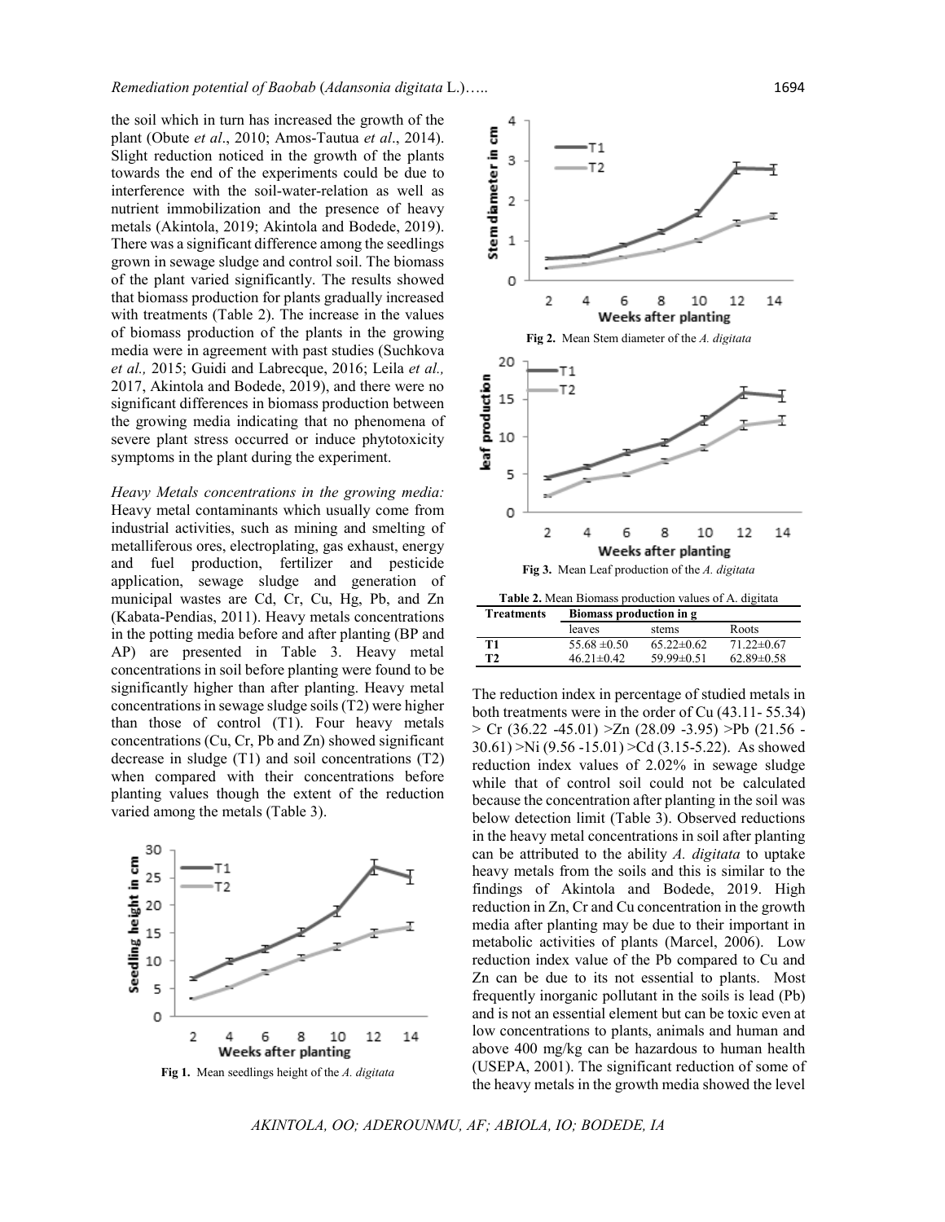the soil which in turn has increased the growth of the plant (Obute *et al*., 2010; Amos-Tautua *et al*., 2014). Slight reduction noticed in the growth of the plants towards the end of the experiments could be due to interference with the soil-water-relation as well as nutrient immobilization and the presence of heavy metals (Akintola, 2019; Akintola and Bodede, 2019). There was a significant difference among the seedlings grown in sewage sludge and control soil. The biomass of the plant varied significantly. The results showed that biomass production for plants gradually increased with treatments (Table 2). The increase in the values of biomass production of the plants in the growing media were in agreement with past studies (Suchkova *et al.,* 2015; Guidi and Labrecque, 2016; Leila *et al.,* 2017, Akintola and Bodede, 2019), and there were no significant differences in biomass production between the growing media indicating that no phenomena of severe plant stress occurred or induce phytotoxicity symptoms in the plant during the experiment.

*Heavy Metals concentrations in the growing media:* Heavy metal contaminants which usually come from industrial activities, such as mining and smelting of metalliferous ores, electroplating, gas exhaust, energy and fuel production, fertilizer and pesticide application, sewage sludge and generation of municipal wastes are Cd, Cr, Cu, Hg, Pb, and Zn (Kabata-Pendias, 2011). Heavy metals concentrations in the potting media before and after planting (BP and AP) are presented in Table 3. Heavy metal concentrations in soil before planting were found to be significantly higher than after planting. Heavy metal concentrations in sewage sludge soils (T2) were higher than those of control (T1). Four heavy metals concentrations (Cu, Cr, Pb and Zn) showed significant decrease in sludge (T1) and soil concentrations (T2) when compared with their concentrations before planting values though the extent of the reduction varied among the metals (Table 3).

**Fig 1.** Mean seedlings height of the *A. digitata*

**Fig 2.** Mean Stem diameter of the *A. digitata*

**Fig 3.** Mean Leaf production of the *A. digitata*

**Table 2.** Mean Biomass production values of A. digitata

| Treatments | Biomass production in g | | |
|---|---|---|---|
| | leaves | stems | Roots |
| T1 | 55.68 ±0.50 | 65.22±0.62 | 71.22±0.67 |
| T2 | 46.21±0.42 | 59.99±0.51 | 62.89±0.58 |

The reduction index in percentage of studied metals in both treatments were in the order of Cu (43.11- 55.34) > Cr (36.22 -45.01) >Zn (28.09 -3.95) >Pb (21.56 - 30.61) >Ni (9.56 -15.01) >Cd (3.15-5.22). As showed reduction index values of 2.02% in sewage sludge while that of control soil could not be calculated because the concentration after planting in the soil was below detection limit (Table 3). Observed reductions in the heavy metal concentrations in soil after planting can be attributed to the ability *A. digitata* to uptake heavy metals from the soils and this is similar to the findings of Akintola and Bodede, 2019. High reduction in Zn, Cr and Cu concentration in the growth media after planting may be due to their important in metabolic activities of plants (Marcel, 2006). Low reduction index value of the Pb compared to Cu and Zn can be due to its not essential to plants. Most frequently inorganic pollutant in the soils is lead (Pb) and is not an essential element but can be toxic even at low concentrations to plants, animals and human and above 400 mg/kg can be hazardous to human health (USEPA, 2001). The significant reduction of some of the heavy metals in the growth media showed the level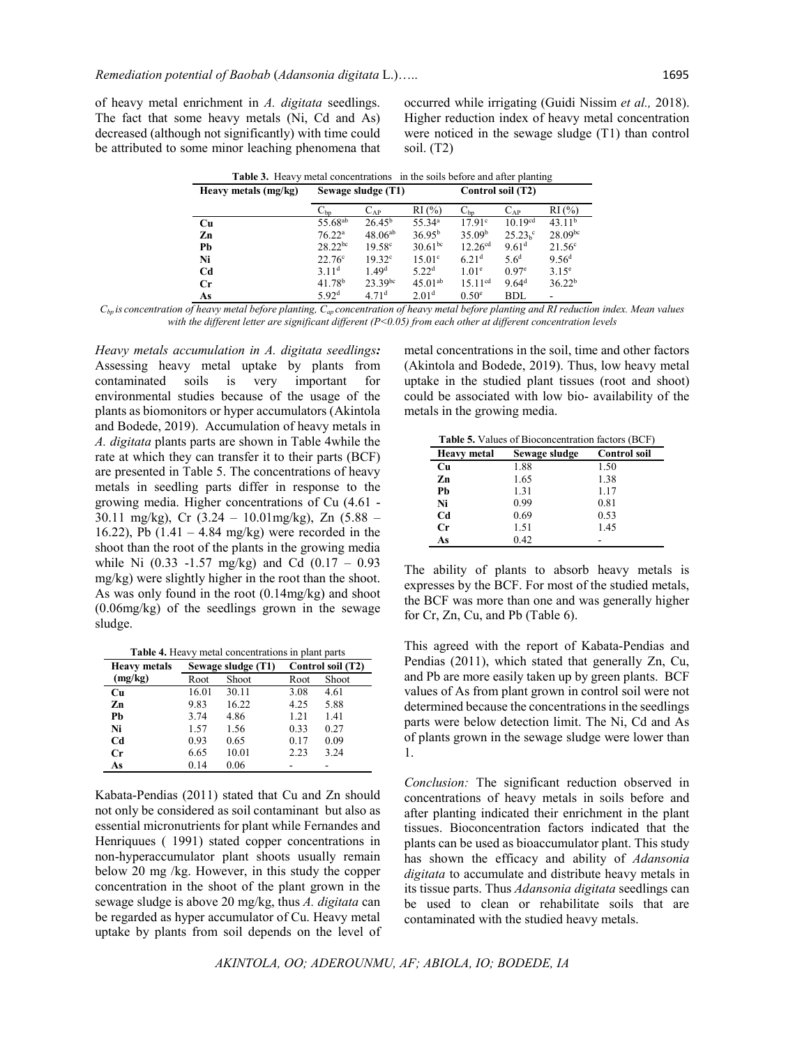of heavy metal enrichment in *A. digitata* seedlings. The fact that some heavy metals (Ni, Cd and As) decreased (although not significantly) with time could be attributed to some minor leaching phenomena that occurred while irrigating (Guidi Nissim *et al.,* 2018). Higher reduction index of heavy metal concentration were noticed in the sewage sludge (T1) than control soil. (T2)

**Table 3.** Heavy metal concentrations in the soils before and after planting

| Heavy metals (mg/kg) | Sewage sludge (T1) | | | Control soil (T2) | | |
|---|---|---|---|---|---|---|
| | $C_{bp}$ | $C_{AP}$ | RI (%) | $C_{bp}$ | $C_{AP}$ | RI (%) |
| **Cu** | $55.68^{ab}$ | $26.45^{b}$ | $55.34^{a}$ | $17.91^{c}$ | $10.19^{cd}$ | $43.11^{b}$ |
| **Zn** | $76.22^{a}$ | $48.06^{ab}$ | $36.95^{b}$ | $35.09^{b}$ | $25.23_{b}^{c}$ | $28.09^{bc}$ |
| **Pb** | $28.22^{bc}$ | $19.58^{c}$ | $30.61^{bc}$ | $12.26^{cd}$ | $9.61^{d}$ | $21.56^{c}$ |
| **Ni** | $22.76^{c}$ | $19.32^{c}$ | $15.01^{c}$ | $6.21^{d}$ | $5.6^{d}$ | $9.56^{d}$ |
| **Cd** | $3.11^{d}$ | $1.49^{d}$ | $5.22^{d}$ | $1.01^{e}$ | $0.97^{e}$ | $3.15^{e}$ |
| **Cr** | $41.78^{b}$ | $23.39^{bc}$ | $45.01^{ab}$ | $15.11^{cd}$ | $9.64^{d}$ | $36.22^{b}$ |
| **As** | $5.92^{d}$ | $4.71^{d}$ | $2.01^{d}$ | $0.50^{e}$ | BDL | - |

*$C_{bp}$ is concentration of heavy metal before planting, $C_{ap}$ concentration of heavy metal before planting and RI reduction index. Mean values with the different letter are significant different (P<0.05) from each other at different concentration levels*

*Heavy metals accumulation in A. digitata seedlings:* Assessing heavy metal uptake by plants from contaminated soils is very important for environmental studies because of the usage of the plants as biomonitors or hyper accumulators (Akintola and Bodede, 2019). Accumulation of heavy metals in *A. digitata* plants parts are shown in Table 4while the rate at which they can transfer it to their parts (BCF) are presented in Table 5. The concentrations of heavy metals in seedling parts differ in response to the growing media. Higher concentrations of Cu (4.61 - 30.11 mg/kg), Cr (3.24 – 10.01mg/kg), Zn (5.88 – 16.22), Pb (1.41 – 4.84 mg/kg) were recorded in the shoot than the root of the plants in the growing media while Ni (0.33 -1.57 mg/kg) and Cd (0.17 – 0.93 mg/kg) were slightly higher in the root than the shoot. As was only found in the root (0.14mg/kg) and shoot (0.06mg/kg) of the seedlings grown in the sewage sludge.

**Table 4.** Heavy metal concentrations in plant parts

| Heavy metals (mg/kg) | Sewage sludge (T1) | | Control soil (T2) | |
|---|---|---|---|---|
| | Root | Shoot | Root | Shoot |
| **Cu** | 16.01 | 30.11 | 3.08 | 4.61 |
| **Zn** | 9.83 | 16.22 | 4.25 | 5.88 |
| **Pb** | 3.74 | 4.86 | 1.21 | 1.41 |
| **Ni** | 1.57 | 1.56 | 0.33 | 0.27 |
| **Cd** | 0.93 | 0.65 | 0.17 | 0.09 |
| **Cr** | 6.65 | 10.01 | 2.23 | 3.24 |
| **As** | 0.14 | 0.06 | - | - |

Kabata-Pendias (2011) stated that Cu and Zn should not only be considered as soil contaminant but also as essential micronutrients for plant while Fernandes and Henriquues ( 1991) stated copper concentrations in non-hyperaccumulator plant shoots usually remain below 20 mg /kg. However, in this study the copper concentration in the shoot of the plant grown in the sewage sludge is above 20 mg/kg, thus *A. digitata* can be regarded as hyper accumulator of Cu. Heavy metal uptake by plants from soil depends on the level of metal concentrations in the soil, time and other factors (Akintola and Bodede, 2019). Thus, low heavy metal uptake in the studied plant tissues (root and shoot) could be associated with low bio- availability of the metals in the growing media.

**Table 5.** Values of Bioconcentration factors (BCF)

| Heavy metal | Sewage sludge | Control soil |
|---|---|---|
| **Cu** | 1.88 | 1.50 |
| **Zn** | 1.65 | 1.38 |
| **Pb** | 1.31 | 1.17 |
| **Ni** | 0.99 | 0.81 |
| **Cd** | 0.69 | 0.53 |
| **Cr** | 1.51 | 1.45 |
| **As** | 0.42 | - |

The ability of plants to absorb heavy metals is expresses by the BCF. For most of the studied metals, the BCF was more than one and was generally higher for Cr, Zn, Cu, and Pb (Table 6).

This agreed with the report of Kabata-Pendias and Pendias (2011), which stated that generally Zn, Cu, and Pb are more easily taken up by green plants. BCF values of As from plant grown in control soil were not determined because the concentrations in the seedlings parts were below detection limit. The Ni, Cd and As of plants grown in the sewage sludge were lower than 1.

*Conclusion:* The significant reduction observed in concentrations of heavy metals in soils before and after planting indicated their enrichment in the plant tissues. Bioconcentration factors indicated that the plants can be used as bioaccumulator plant. This study has shown the efficacy and ability of *Adansonia digitata* to accumulate and distribute heavy metals in its tissue parts. Thus *Adansonia digitata* seedlings can be used to clean or rehabilitate soils that are contaminated with the studied heavy metals.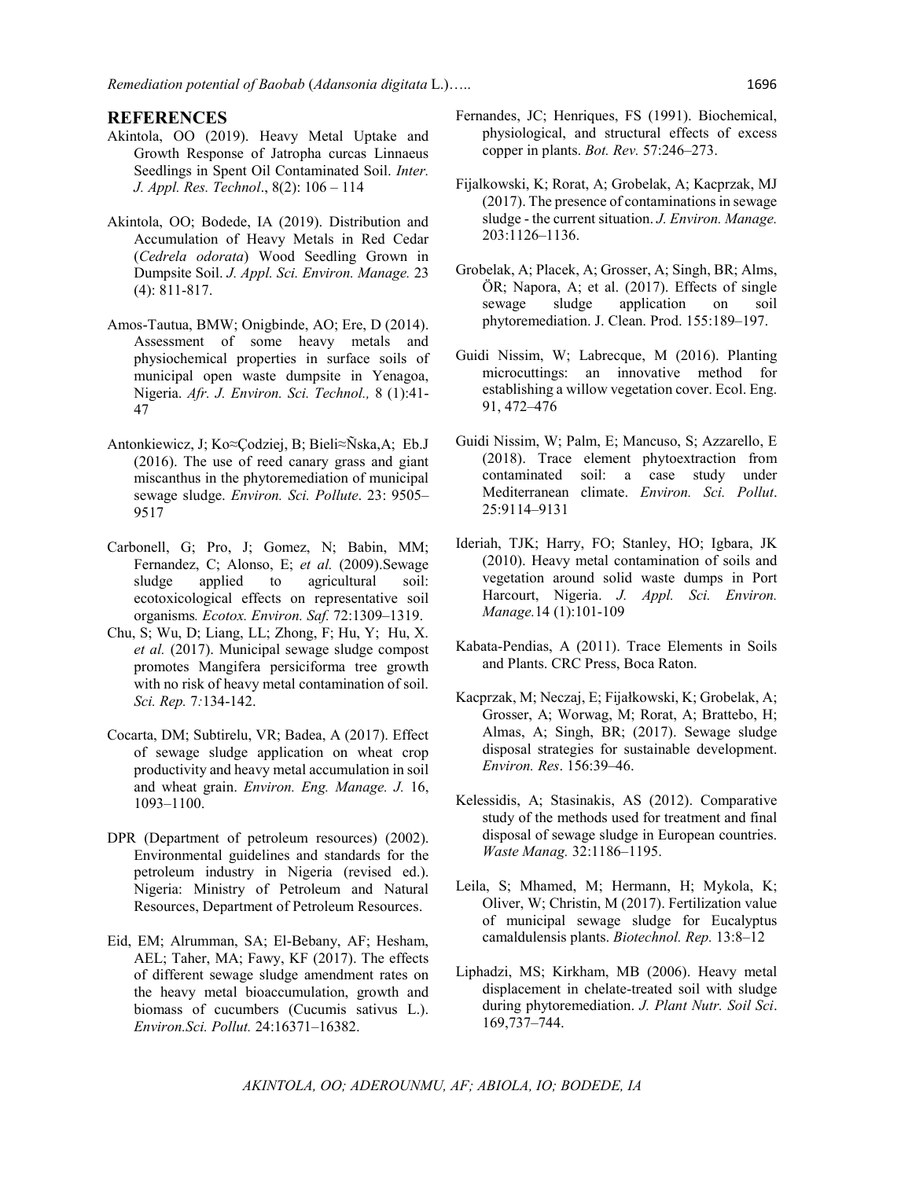## REFERENCES

Akintola, OO (2019). Heavy Metal Uptake and Growth Response of Jatropha curcas Linnaeus Seedlings in Spent Oil Contaminated Soil. *Inter. J. Appl. Res. Technol*., 8(2): 106 – 114

Akintola, OO; Bodede, IA (2019). Distribution and Accumulation of Heavy Metals in Red Cedar (*Cedrela odorata*) Wood Seedling Grown in Dumpsite Soil. *J. Appl. Sci. Environ. Manage.* 23 (4): 811-817.

Amos-Tautua, BMW; Onigbinde, AO; Ere, D (2014). Assessment of some heavy metals and physiochemical properties in surface soils of municipal open waste dumpsite in Yenagoa, Nigeria. *Afr. J. Environ. Sci. Technol.,* 8 (1):41-47

Antonkiewicz, J; Ko≈Çodziej, B; Bieli≈Ñska,A; Eb.J (2016). The use of reed canary grass and giant miscanthus in the phytoremediation of municipal sewage sludge. *Environ. Sci. Pollute*. 23: 9505–9517

Carbonell, G; Pro, J; Gomez, N; Babin, MM; Fernandez, C; Alonso, E; *et al.* (2009).Sewage sludge applied to agricultural soil: ecotoxicological effects on representative soil organisms*. Ecotox. Environ. Saf.* 72:1309–1319.

Chu, S; Wu, D; Liang, LL; Zhong, F; Hu, Y; Hu, X. *et al.* (2017). Municipal sewage sludge compost promotes Mangifera persiciforma tree growth with no risk of heavy metal contamination of soil. *Sci. Rep.* 7*:*134-142.

Cocarta, DM; Subtirelu, VR; Badea, A (2017). Effect of sewage sludge application on wheat crop productivity and heavy metal accumulation in soil and wheat grain. *Environ. Eng. Manage. J.* 16, 1093–1100.

DPR (Department of petroleum resources) (2002). Environmental guidelines and standards for the petroleum industry in Nigeria (revised ed.). Nigeria: Ministry of Petroleum and Natural Resources, Department of Petroleum Resources.

Eid, EM; Alrumman, SA; El-Bebany, AF; Hesham, AEL; Taher, MA; Fawy, KF (2017). The effects of different sewage sludge amendment rates on the heavy metal bioaccumulation, growth and biomass of cucumbers (Cucumis sativus L.). *Environ.Sci. Pollut.* 24:16371–16382.

Fernandes, JC; Henriques, FS (1991). Biochemical, physiological, and structural effects of excess copper in plants. *Bot. Rev.* 57:246–273.

Fijalkowski, K; Rorat, A; Grobelak, A; Kacprzak, MJ (2017). The presence of contaminations in sewage sludge - the current situation. *J. Environ. Manage.* 203:1126–1136.

Grobelak, A; Placek, A; Grosser, A; Singh, BR; Alms, ÖR; Napora, A; et al. (2017). Effects of single sewage sludge application on soil phytoremediation. J. Clean. Prod. 155:189–197.

Guidi Nissim, W; Labrecque, M (2016). Planting microcuttings: an innovative method for establishing a willow vegetation cover. Ecol. Eng. 91, 472–476

Guidi Nissim, W; Palm, E; Mancuso, S; Azzarello, E (2018). Trace element phytoextraction from contaminated soil: a case study under Mediterranean climate. *Environ. Sci. Pollut*. 25:9114–9131

Ideriah, TJK; Harry, FO; Stanley, HO; Igbara, JK (2010). Heavy metal contamination of soils and vegetation around solid waste dumps in Port Harcourt, Nigeria. *J. Appl. Sci. Environ. Manage.*14 (1):101-109

Kabata-Pendias, A (2011). Trace Elements in Soils and Plants. CRC Press, Boca Raton.

Kacprzak, M; Neczaj, E; Fijałkowski, K; Grobelak, A; Grosser, A; Worwag, M; Rorat, A; Brattebo, H; Almas, A; Singh, BR; (2017). Sewage sludge disposal strategies for sustainable development. *Environ. Res*. 156:39–46.

Kelessidis, A; Stasinakis, AS (2012). Comparative study of the methods used for treatment and final disposal of sewage sludge in European countries. *Waste Manag.* 32:1186–1195.

Leila, S; Mhamed, M; Hermann, H; Mykola, K; Oliver, W; Christin, M (2017). Fertilization value of municipal sewage sludge for Eucalyptus camaldulensis plants. *Biotechnol. Rep.* 13:8–12

Liphadzi, MS; Kirkham, MB (2006). Heavy metal displacement in chelate-treated soil with sludge during phytoremediation. *J. Plant Nutr. Soil Sci*. 169,737–744.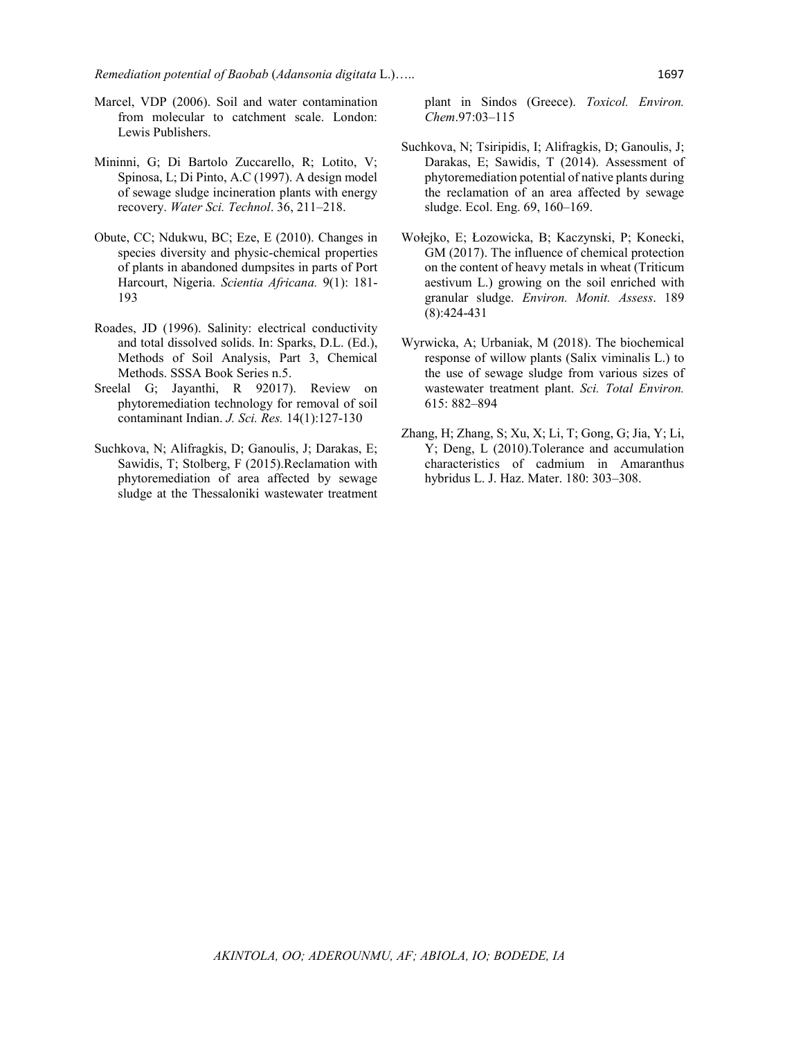Marcel, VDP (2006). Soil and water contamination from molecular to catchment scale. London: Lewis Publishers.

Mininni, G; Di Bartolo Zuccarello, R; Lotito, V; Spinosa, L; Di Pinto, A.C (1997). A design model of sewage sludge incineration plants with energy recovery. *Water Sci. Technol*. 36, 211–218.

Obute, CC; Ndukwu, BC; Eze, E (2010). Changes in species diversity and physic-chemical properties of plants in abandoned dumpsites in parts of Port Harcourt, Nigeria. *Scientia Africana.* 9(1): 181-193

Roades, JD (1996). Salinity: electrical conductivity and total dissolved solids. In: Sparks, D.L. (Ed.), Methods of Soil Analysis, Part 3, Chemical Methods. SSSA Book Series n.5.

Sreelal G; Jayanthi, R 92017). Review on phytoremediation technology for removal of soil contaminant Indian. *J. Sci. Res.* 14(1):127-130

Suchkova, N; Alifragkis, D; Ganoulis, J; Darakas, E; Sawidis, T; Stolberg, F (2015).Reclamation with phytoremediation of area affected by sewage sludge at the Thessaloniki wastewater treatment plant in Sindos (Greece). *Toxicol. Environ. Chem*.97:03–115

Suchkova, N; Tsiripidis, I; Alifragkis, D; Ganoulis, J; Darakas, E; Sawidis, T (2014). Assessment of phytoremediation potential of native plants during the reclamation of an area affected by sewage sludge. Ecol. Eng. 69, 160–169.

Wołejko, E; Łozowicka, B; Kaczynski, P; Konecki, GM (2017). The influence of chemical protection on the content of heavy metals in wheat (Triticum aestivum L.) growing on the soil enriched with granular sludge. *Environ. Monit. Assess*. 189 (8):424-431

Wyrwicka, A; Urbaniak, M (2018). The biochemical response of willow plants (Salix viminalis L.) to the use of sewage sludge from various sizes of wastewater treatment plant. *Sci. Total Environ.* 615: 882–894

Zhang, H; Zhang, S; Xu, X; Li, T; Gong, G; Jia, Y; Li, Y; Deng, L (2010).Tolerance and accumulation characteristics of cadmium in Amaranthus hybridus L. J. Haz. Mater. 180: 303–308.